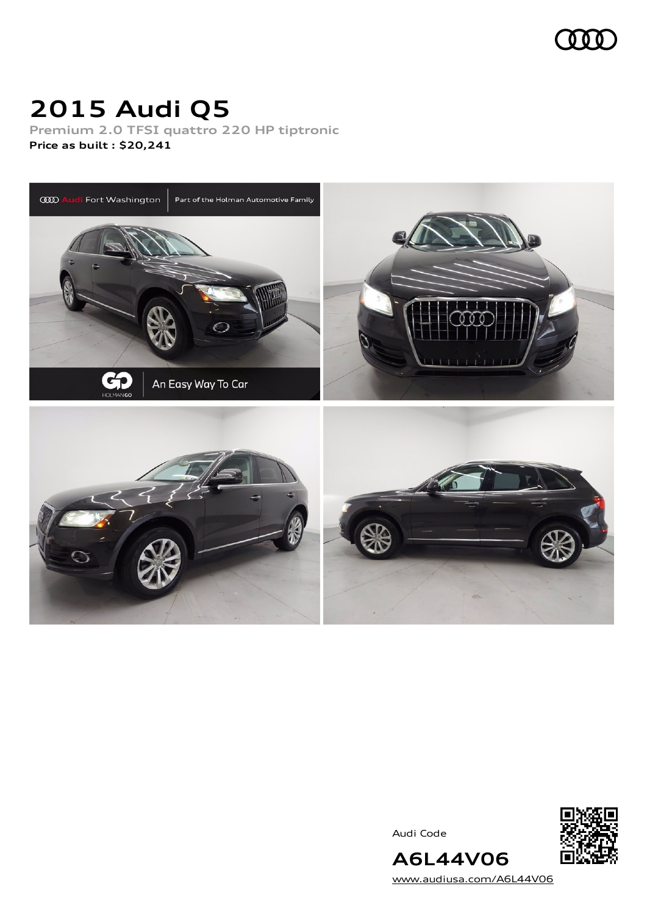# 2015 Audi Q5

**Premium 2.0 TFSI quattro 220 HP tiptronic**

**Price as built : $20,241**

Audi Code

**A6L44V06**

www.audiusa.com/A6L44V06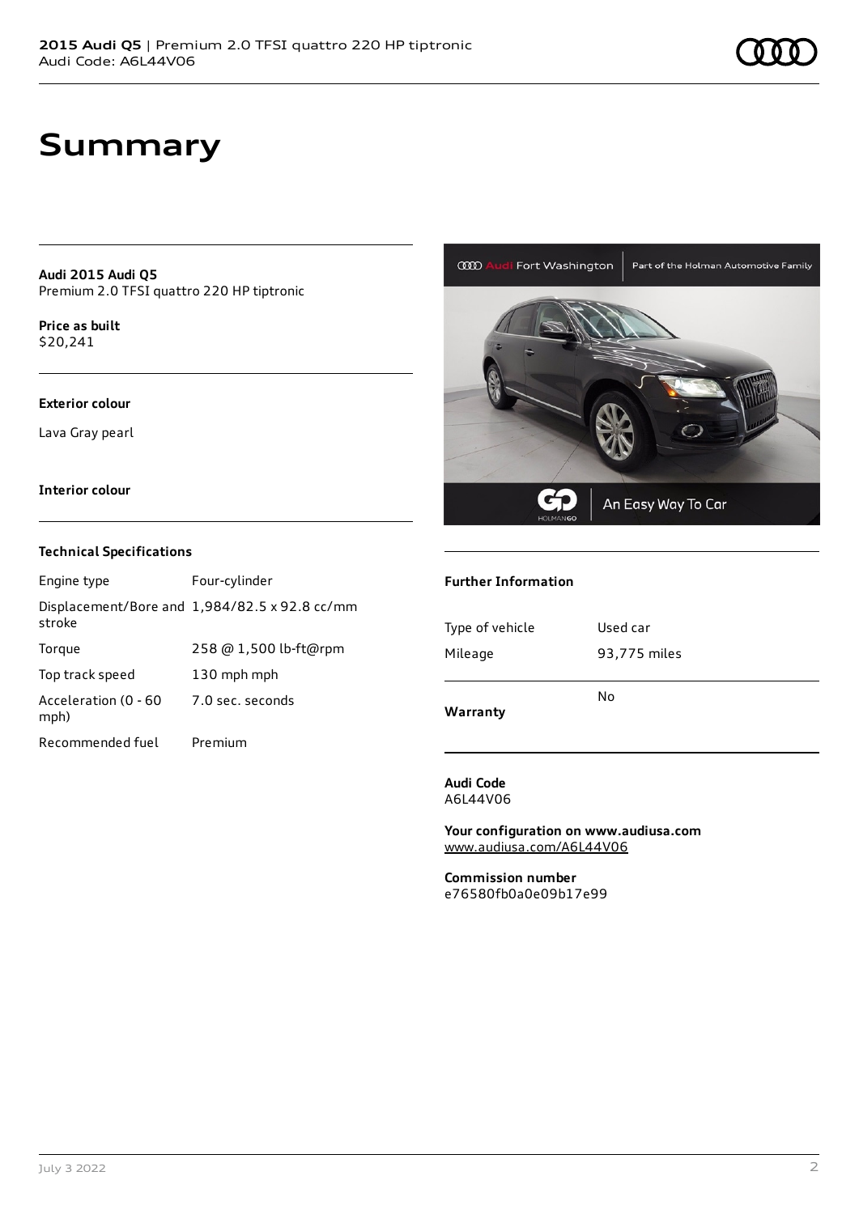# Summary

**Audi 2015 Audi Q5**
Premium 2.0 TFSI quattro 220 HP tiptronic

**Price as built**
$20,241

**Exterior colour**

Lava Gray pearl

**Interior colour**

### Technical Specifications

| | |
|---|---|
| Engine type | Four-cylinder |
| Displacement/Bore and stroke | 1,984/82.5 x 92.8 cc/mm |
| Torque | 258 @ 1,500 lb-ft@rpm |
| Top track speed | 130 mph mph |
| Acceleration (0 - 60 mph) | 7.0 sec. seconds |
| Recommended fuel | Premium |

### Further Information

| | |
|---|---|
| Type of vehicle | Used car |
| Mileage | 93,775 miles |
| **Warranty** | No |

**Audi Code**
A6L44V06

**Your configuration on www.audiusa.com**
www.audiusa.com/A6L44V06

**Commission number**
e76580fb0a0e09b17e99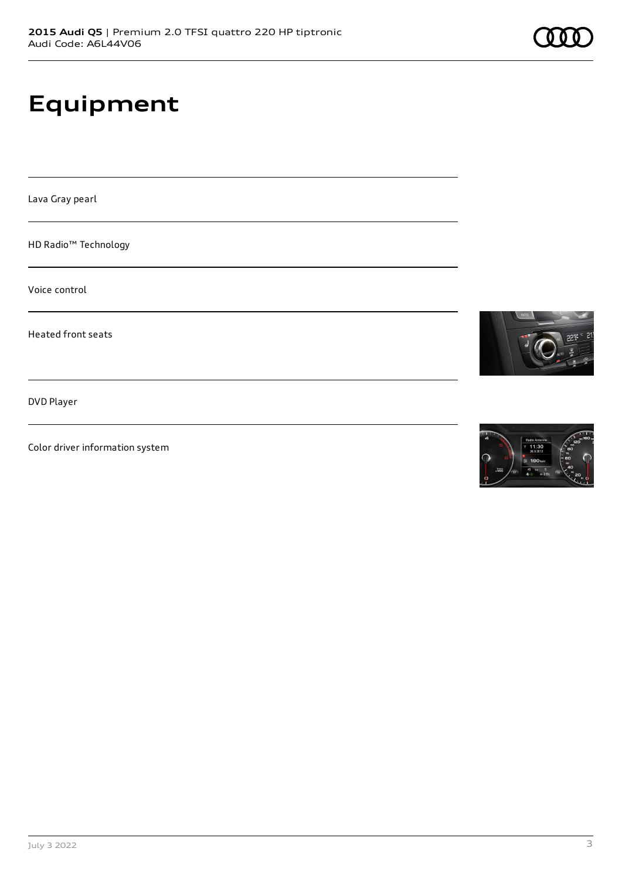# Equipment

Lava Gray pearl

HD Radio™ Technology

Voice control

Heated front seats

DVD Player

Color driver information system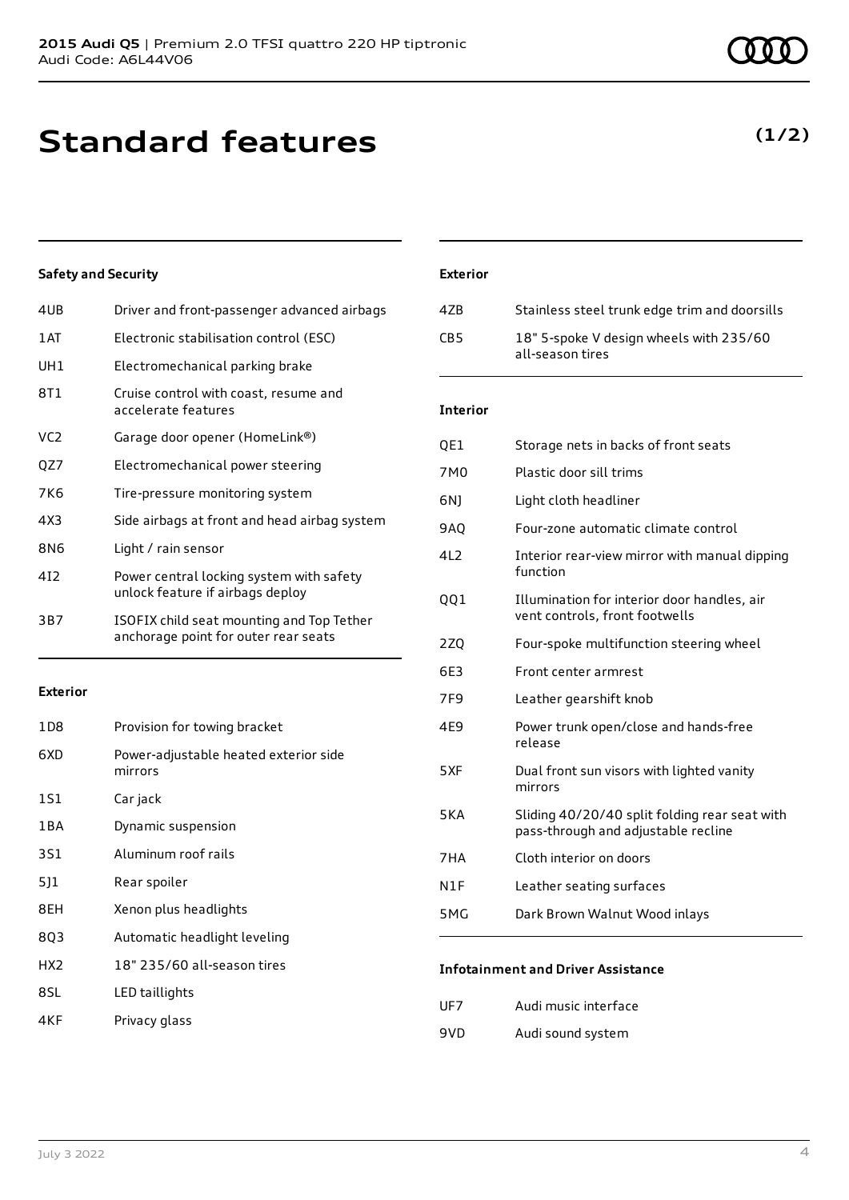# Standard features

**(1/2)**

### Safety and Security

| | |
|---|---|
| 4UB | Driver and front-passenger advanced airbags |
| 1AT | Electronic stabilisation control (ESC) |
| UH1 | Electromechanical parking brake |
| 8T1 | Cruise control with coast, resume and accelerate features |
| VC2 | Garage door opener (HomeLink®) |
| QZ7 | Electromechanical power steering |
| 7K6 | Tire-pressure monitoring system |
| 4X3 | Side airbags at front and head airbag system |
| 8N6 | Light / rain sensor |
| 4I2 | Power central locking system with safety unlock feature if airbags deploy |
| 3B7 | ISOFIX child seat mounting and Top Tether anchorage point for outer rear seats |

### Exterior

| | |
|---|---|
| 1D8 | Provision for towing bracket |
| 6XD | Power-adjustable heated exterior side mirrors |
| 1S1 | Car jack |
| 1BA | Dynamic suspension |
| 3S1 | Aluminum roof rails |
| 5J1 | Rear spoiler |
| 8EH | Xenon plus headlights |
| 8Q3 | Automatic headlight leveling |
| HX2 | 18" 235/60 all-season tires |
| 8SL | LED taillights |
| 4KF | Privacy glass |

### Exterior

| | |
|---|---|
| 4ZB | Stainless steel trunk edge trim and doorsills |
| CB5 | 18" 5-spoke V design wheels with 235/60 all-season tires |

### Interior

| | |
|---|---|
| QE1 | Storage nets in backs of front seats |
| 7M0 | Plastic door sill trims |
| 6NJ | Light cloth headliner |
| 9AQ | Four-zone automatic climate control |
| 4L2 | Interior rear-view mirror with manual dipping function |
| QQ1 | Illumination for interior door handles, air vent controls, front footwells |
| 2ZQ | Four-spoke multifunction steering wheel |
| 6E3 | Front center armrest |
| 7F9 | Leather gearshift knob |
| 4E9 | Power trunk open/close and hands-free release |
| 5XF | Dual front sun visors with lighted vanity mirrors |
| 5KA | Sliding 40/20/40 split folding rear seat with pass-through and adjustable recline |
| 7HA | Cloth interior on doors |
| N1F | Leather seating surfaces |
| 5MG | Dark Brown Walnut Wood inlays |

### Infotainment and Driver Assistance

| | |
|---|---|
| UF7 | Audi music interface |
| 9VD | Audi sound system |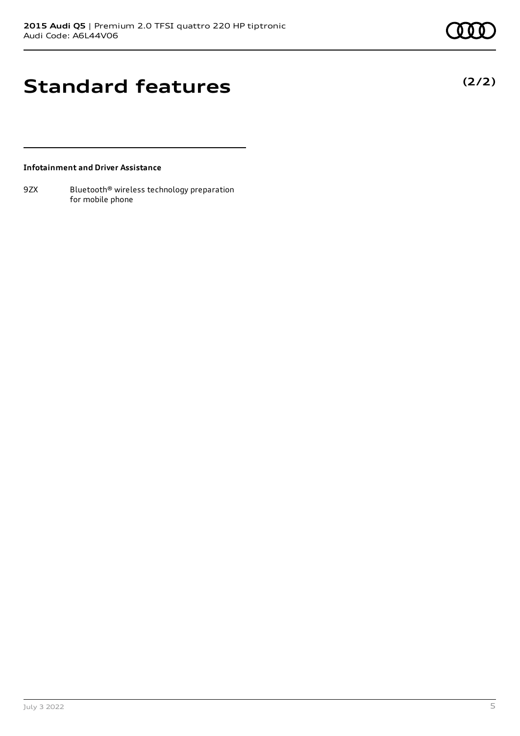# Standard features

**(2/2)**

**Infotainment and Driver Assistance**

| | |
|---|---|
| 9ZX | Bluetooth® wireless technology preparation for mobile phone |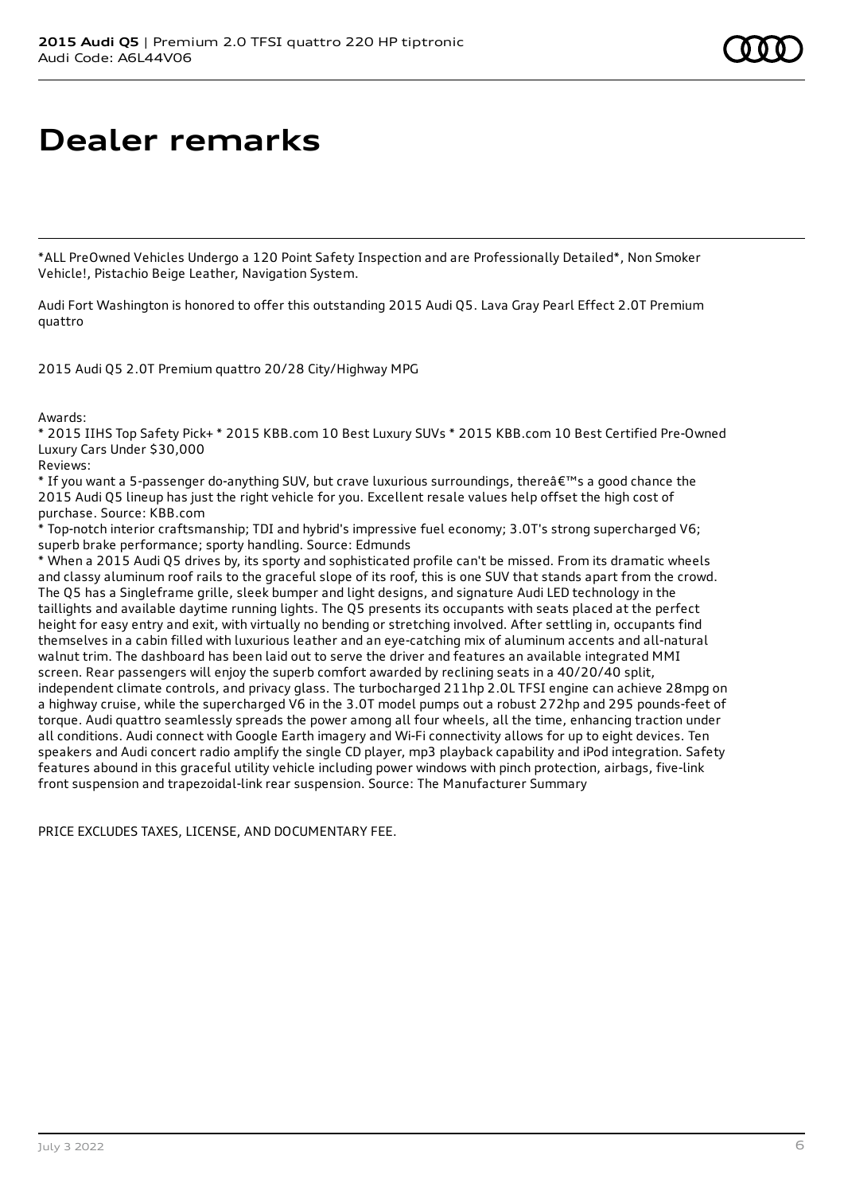# Dealer remarks

*ALL PreOwned Vehicles Undergo a 120 Point Safety Inspection and are Professionally Detailed*, Non Smoker Vehicle!, Pistachio Beige Leather, Navigation System.

Audi Fort Washington is honored to offer this outstanding 2015 Audi Q5. Lava Gray Pearl Effect 2.0T Premium quattro

2015 Audi Q5 2.0T Premium quattro 20/28 City/Highway MPG

Awards:
* 2015 IIHS Top Safety Pick+ * 2015 KBB.com 10 Best Luxury SUVs * 2015 KBB.com 10 Best Certified Pre-Owned Luxury Cars Under $30,000
Reviews:
* If you want a 5-passenger do-anything SUV, but crave luxurious surroundings, thereâ€™s a good chance the 2015 Audi Q5 lineup has just the right vehicle for you. Excellent resale values help offset the high cost of purchase. Source: KBB.com
* Top-notch interior craftsmanship; TDI and hybrid's impressive fuel economy; 3.0T's strong supercharged V6; superb brake performance; sporty handling. Source: Edmunds
* When a 2015 Audi Q5 drives by, its sporty and sophisticated profile can't be missed. From its dramatic wheels and classy aluminum roof rails to the graceful slope of its roof, this is one SUV that stands apart from the crowd. The Q5 has a Singleframe grille, sleek bumper and light designs, and signature Audi LED technology in the taillights and available daytime running lights. The Q5 presents its occupants with seats placed at the perfect height for easy entry and exit, with virtually no bending or stretching involved. After settling in, occupants find themselves in a cabin filled with luxurious leather and an eye-catching mix of aluminum accents and all-natural walnut trim. The dashboard has been laid out to serve the driver and features an available integrated MMI screen. Rear passengers will enjoy the superb comfort awarded by reclining seats in a 40/20/40 split, independent climate controls, and privacy glass. The turbocharged 211hp 2.0L TFSI engine can achieve 28mpg on a highway cruise, while the supercharged V6 in the 3.0T model pumps out a robust 272hp and 295 pounds-feet of torque. Audi quattro seamlessly spreads the power among all four wheels, all the time, enhancing traction under all conditions. Audi connect with Google Earth imagery and Wi-Fi connectivity allows for up to eight devices. Ten speakers and Audi concert radio amplify the single CD player, mp3 playback capability and iPod integration. Safety features abound in this graceful utility vehicle including power windows with pinch protection, airbags, five-link front suspension and trapezoidal-link rear suspension. Source: The Manufacturer Summary

PRICE EXCLUDES TAXES, LICENSE, AND DOCUMENTARY FEE.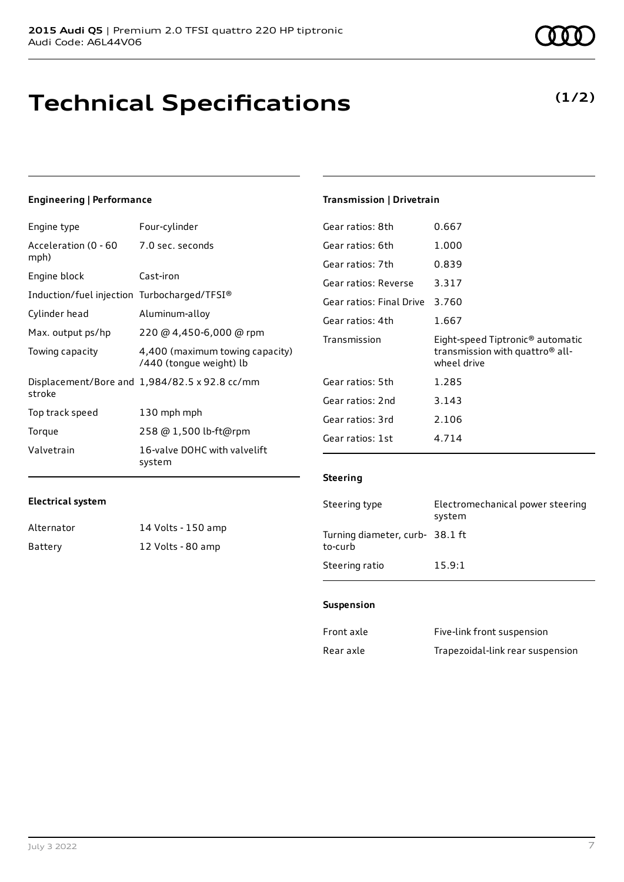# Technical Specifications

**(1/2)**

### Engineering | Performance

| | |
|---|---|
| Engine type | Four-cylinder |
| Acceleration (0 - 60 mph) | 7.0 sec. seconds |
| Engine block | Cast-iron |
| Induction/fuel injection | Turbocharged/TFSI® |
| Cylinder head | Aluminum-alloy |
| Max. output ps/hp | 220 @ 4,450-6,000 @ rpm |
| Towing capacity | 4,400 (maximum towing capacity) /440 (tongue weight) lb |
| Displacement/Bore and stroke | 1,984/82.5 x 92.8 cc/mm |
| Top track speed | 130 mph mph |
| Torque | 258 @ 1,500 lb-ft@rpm |
| Valvetrain | 16-valve DOHC with valvelift system |

### Electrical system

| | |
|---|---|
| Alternator | 14 Volts - 150 amp |
| Battery | 12 Volts - 80 amp |

### Transmission | Drivetrain

| | |
|---|---|
| Gear ratios: 8th | 0.667 |
| Gear ratios: 6th | 1.000 |
| Gear ratios: 7th | 0.839 |
| Gear ratios: Reverse | 3.317 |
| Gear ratios: Final Drive | 3.760 |
| Gear ratios: 4th | 1.667 |
| Transmission | Eight-speed Tiptronic® automatic transmission with quattro® all-wheel drive |
| Gear ratios: 5th | 1.285 |
| Gear ratios: 2nd | 3.143 |
| Gear ratios: 3rd | 2.106 |
| Gear ratios: 1st | 4.714 |

### Steering

| | |
|---|---|
| Steering type | Electromechanical power steering system |
| Turning diameter, curb-to-curb | 38.1 ft |
| Steering ratio | 15.9:1 |

### Suspension

| | |
|---|---|
| Front axle | Five-link front suspension |
| Rear axle | Trapezoidal-link rear suspension |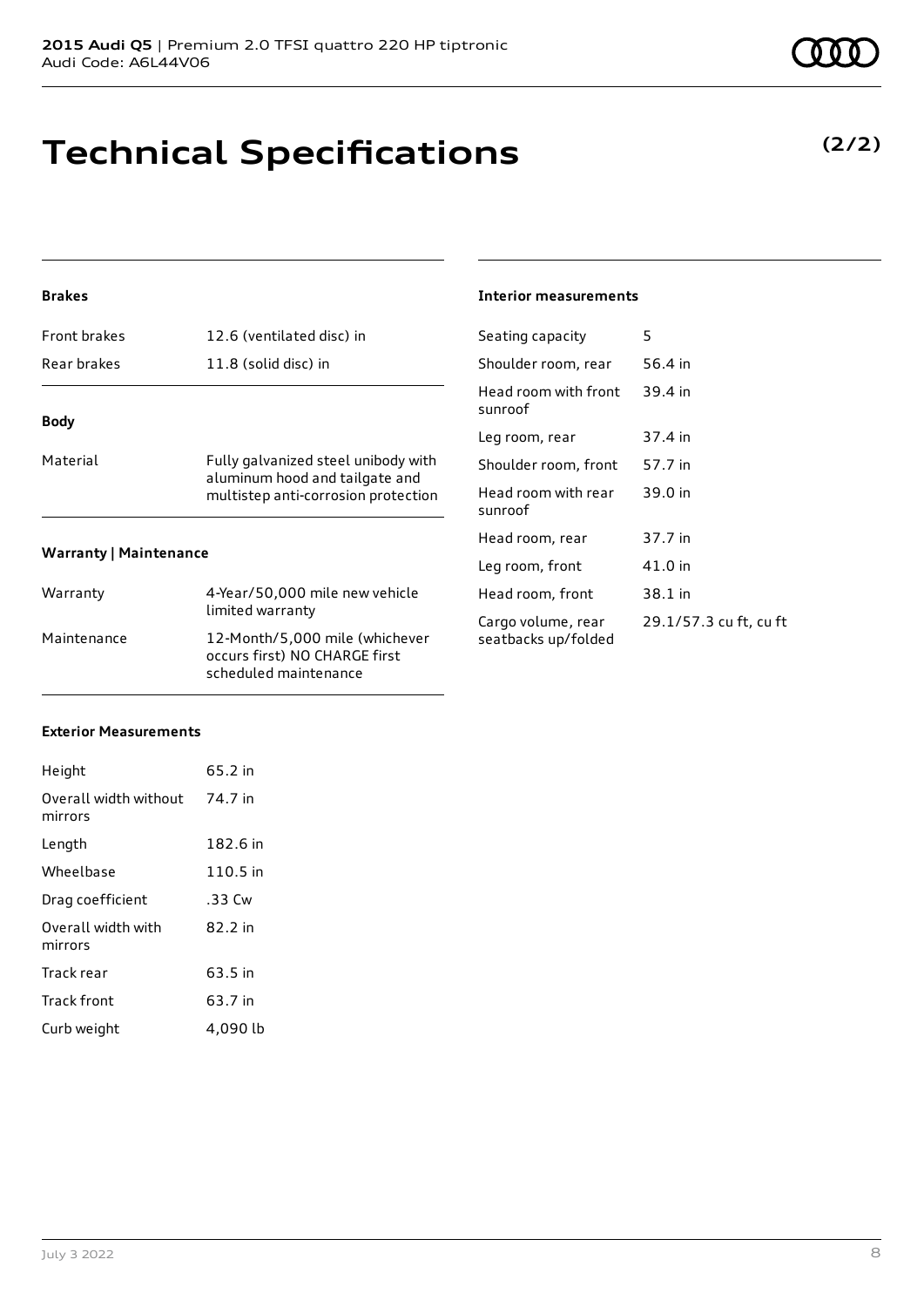# Technical Specifications

**(2/2)**

### Brakes

| | |
|---|---|
| Front brakes | 12.6 (ventilated disc) in |
| Rear brakes | 11.8 (solid disc) in |

### Body

| | |
|---|---|
| Material | Fully galvanized steel unibody with aluminum hood and tailgate and multistep anti-corrosion protection |

### Warranty | Maintenance

| | |
|---|---|
| Warranty | 4-Year/50,000 mile new vehicle limited warranty |
| Maintenance | 12-Month/5,000 mile (whichever occurs first) NO CHARGE first scheduled maintenance |

### Exterior Measurements

| | |
|---|---|
| Height | 65.2 in |
| Overall width without mirrors | 74.7 in |
| Length | 182.6 in |
| Wheelbase | 110.5 in |
| Drag coefficient | .33 Cw |
| Overall width with mirrors | 82.2 in |
| Track rear | 63.5 in |
| Track front | 63.7 in |
| Curb weight | 4,090 lb |

### Interior measurements

| | |
|---|---|
| Seating capacity | 5 |
| Shoulder room, rear | 56.4 in |
| Head room with front sunroof | 39.4 in |
| Leg room, rear | 37.4 in |
| Shoulder room, front | 57.7 in |
| Head room with rear sunroof | 39.0 in |
| Head room, rear | 37.7 in |
| Leg room, front | 41.0 in |
| Head room, front | 38.1 in |
| Cargo volume, rear seatbacks up/folded | 29.1/57.3 cu ft, cu ft |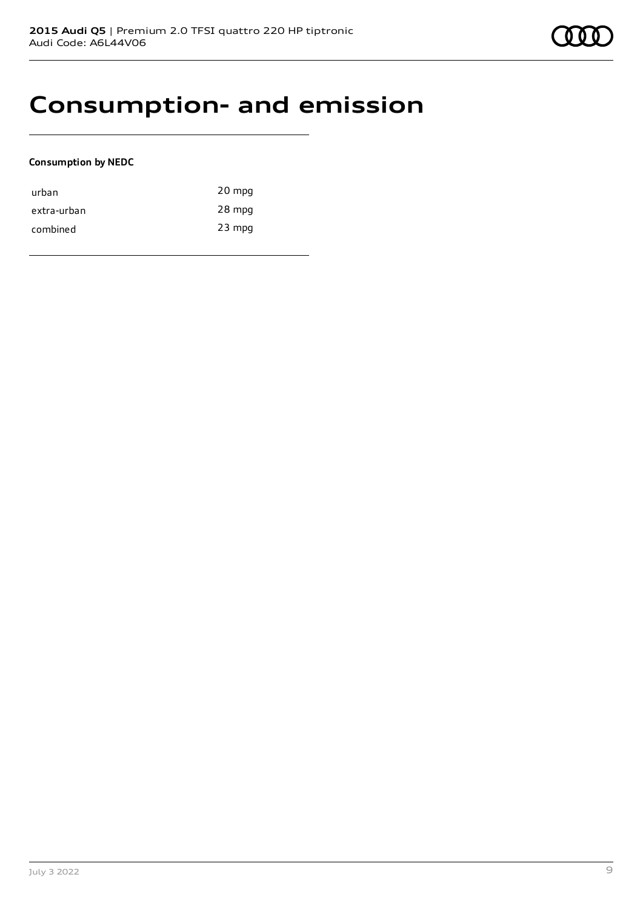# Consumption- and emission

**Consumption by NEDC**

| | |
|---|---|
| urban | 20 mpg |
| extra-urban | 28 mpg |
| combined | 23 mpg |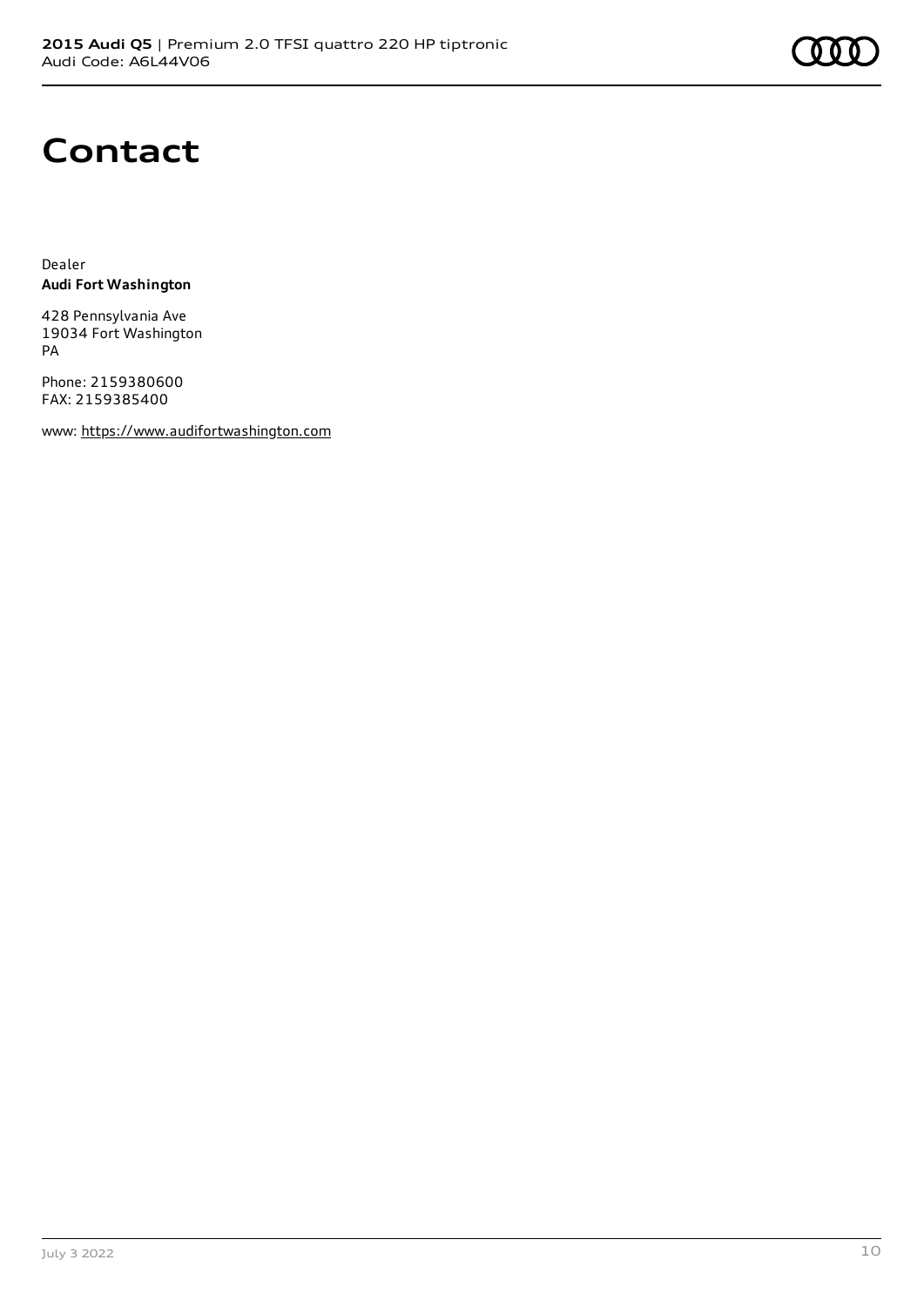# Contact

Dealer
**Audi Fort Washington**

428 Pennsylvania Ave
19034 Fort Washington
PA

Phone: 2159380600
FAX: 2159385400

www: https://www.audifortwashington.com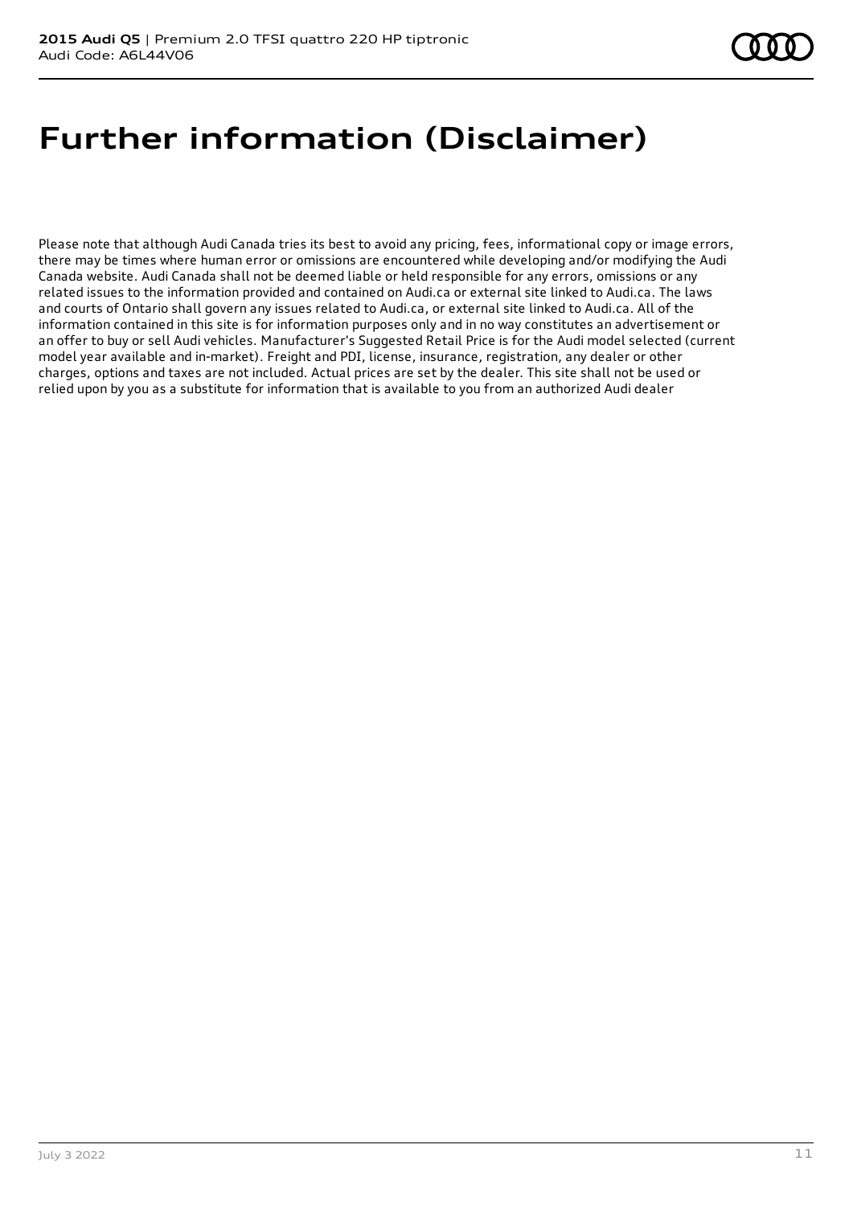# Further information (Disclaimer)

Please note that although Audi Canada tries its best to avoid any pricing, fees, informational copy or image errors, there may be times where human error or omissions are encountered while developing and/or modifying the Audi Canada website. Audi Canada shall not be deemed liable or held responsible for any errors, omissions or any related issues to the information provided and contained on Audi.ca or external site linked to Audi.ca. The laws and courts of Ontario shall govern any issues related to Audi.ca, or external site linked to Audi.ca. All of the information contained in this site is for information purposes only and in no way constitutes an advertisement or an offer to buy or sell Audi vehicles. Manufacturer's Suggested Retail Price is for the Audi model selected (current model year available and in-market). Freight and PDI, license, insurance, registration, any dealer or other charges, options and taxes are not included. Actual prices are set by the dealer. This site shall not be used or relied upon by you as a substitute for information that is available to you from an authorized Audi dealer